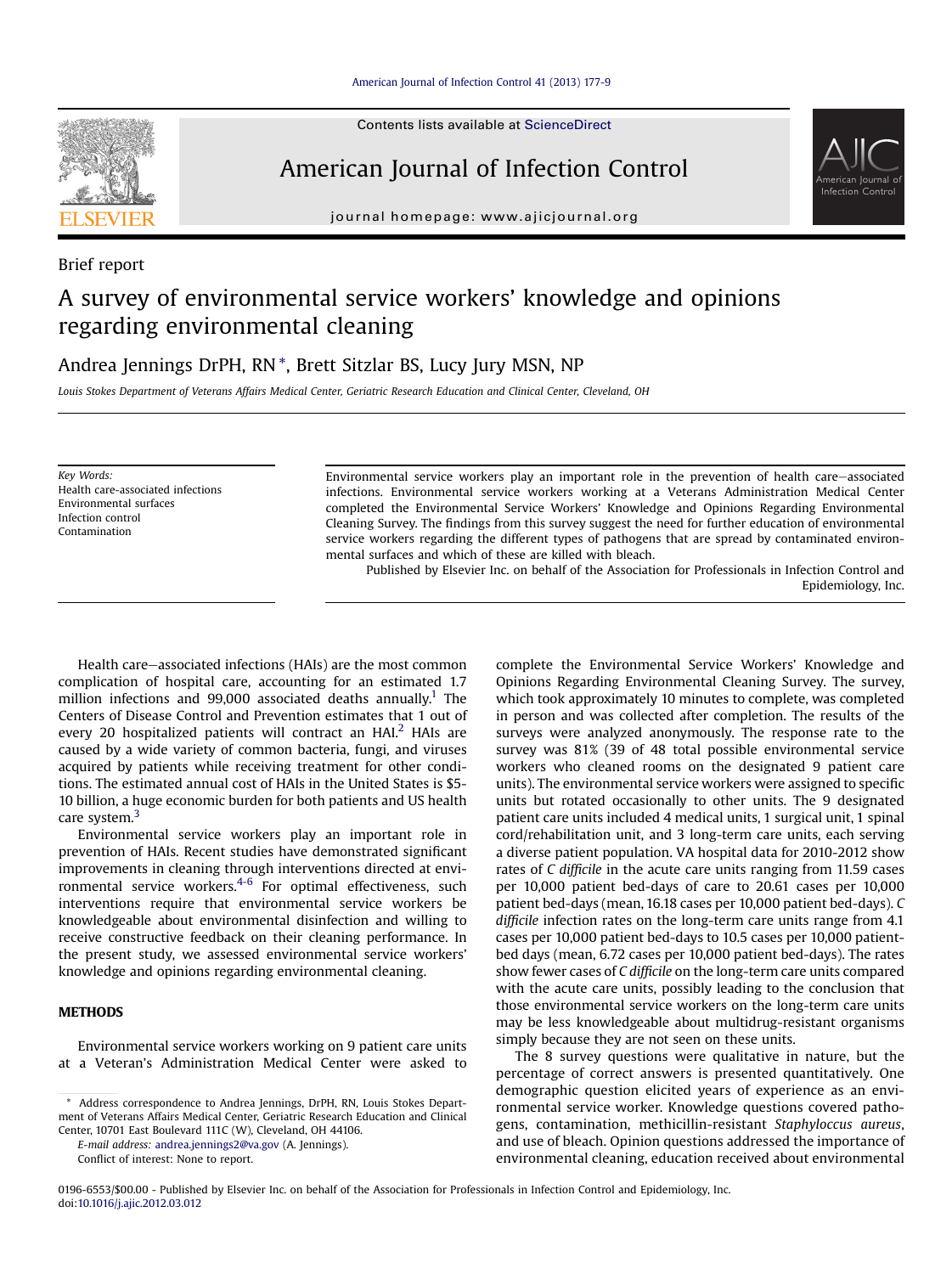Brief report

# A survey of environmental service workers' knowledge and opinions regarding environmental cleaning

Andrea Jennings DrPH, RN *, Brett Sitzlar BS, Lucy Jury MSN, NP

*Louis Stokes Department of Veterans Affairs Medical Center, Geriatric Research Education and Clinical Center, Cleveland, OH*

Key Words:
Health care-associated infections
Environmental surfaces
Infection control
Contamination

Environmental service workers play an important role in the prevention of health care–associated infections. Environmental service workers working at a Veterans Administration Medical Center completed the Environmental Service Workers' Knowledge and Opinions Regarding Environmental Cleaning Survey. The findings from this survey suggest the need for further education of environmental service workers regarding the different types of pathogens that are spread by contaminated environmental surfaces and which of these are killed with bleach.

Published by Elsevier Inc. on behalf of the Association for Professionals in Infection Control and Epidemiology, Inc.

Health care–associated infections (HAIs) are the most common complication of hospital care, accounting for an estimated 1.7 million infections and 99,000 associated deaths annually.[1] The Centers of Disease Control and Prevention estimates that 1 out of every 20 hospitalized patients will contract an HAI.[2] HAIs are caused by a wide variety of common bacteria, fungi, and viruses acquired by patients while receiving treatment for other conditions. The estimated annual cost of HAIs in the United States is $5-10 billion, a huge economic burden for both patients and US health care system.[3]

Environmental service workers play an important role in prevention of HAIs. Recent studies have demonstrated significant improvements in cleaning through interventions directed at environmental service workers.[4-6] For optimal effectiveness, such interventions require that environmental service workers be knowledgeable about environmental disinfection and willing to receive constructive feedback on their cleaning performance. In the present study, we assessed environmental service workers' knowledge and opinions regarding environmental cleaning.

## METHODS

Environmental service workers working on 9 patient care units at a Veteran's Administration Medical Center were asked to complete the Environmental Service Workers' Knowledge and Opinions Regarding Environmental Cleaning Survey. The survey, which took approximately 10 minutes to complete, was completed in person and was collected after completion. The results of the surveys were analyzed anonymously. The response rate to the survey was 81% (39 of 48 total possible environmental service workers who cleaned rooms on the designated 9 patient care units). The environmental service workers were assigned to specific units but rotated occasionally to other units. The 9 designated patient care units included 4 medical units, 1 surgical unit, 1 spinal cord/rehabilitation unit, and 3 long-term care units, each serving a diverse patient population. VA hospital data for 2010-2012 show rates of *C difficile* in the acute care units ranging from 11.59 cases per 10,000 patient bed-days of care to 20.61 cases per 10,000 patient bed-days (mean, 16.18 cases per 10,000 patient bed-days). *C difficile* infection rates on the long-term care units range from 4.1 cases per 10,000 patient bed-days to 10.5 cases per 10,000 patient-bed days (mean, 6.72 cases per 10,000 patient bed-days). The rates show fewer cases of *C difficile* on the long-term care units compared with the acute care units, possibly leading to the conclusion that those environmental service workers on the long-term care units may be less knowledgeable about multidrug-resistant organisms simply because they are not seen on these units.

The 8 survey questions were qualitative in nature, but the percentage of correct answers is presented quantitatively. One demographic question elicited years of experience as an environmental service worker. Knowledge questions covered pathogens, contamination, methicillin-resistant *Staphyloccus aureus*, and use of bleach. Opinion questions addressed the importance of environmental cleaning, education received about environmental

\* Address correspondence to Andrea Jennings, DrPH, RN, Louis Stokes Department of Veterans Affairs Medical Center, Geriatric Research Education and Clinical Center, 10701 East Boulevard 111C (W), Cleveland, OH 44106.

E-mail address: andrea.jennings2@va.gov (A. Jennings).

Conflict of interest: None to report.

0196-6553/$00.00 - Published by Elsevier Inc. on behalf of the Association for Professionals in Infection Control and Epidemiology, Inc.
doi:10.1016/j.ajic.2012.03.012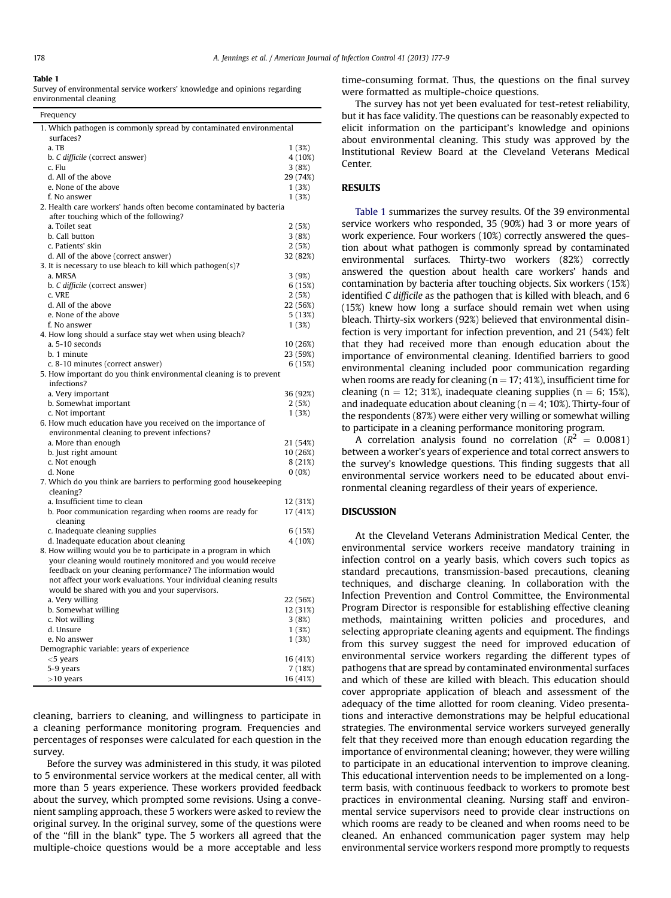**Table 1**

Survey of environmental service workers' knowledge and opinions regarding environmental cleaning

| | Frequency |
|---|---|
| 1. Which pathogen is commonly spread by contaminated environmental surfaces? | |
| a. TB | 1 (3%) |
| b. *C difficile* (correct answer) | 4 (10%) |
| c. Flu | 3 (8%) |
| d. All of the above | 29 (74%) |
| e. None of the above | 1 (3%) |
| f. No answer | 1 (3%) |
| 2. Health care workers' hands often become contaminated by bacteria after touching which of the following? | |
| a. Toilet seat | 2 (5%) |
| b. Call button | 3 (8%) |
| c. Patients' skin | 2 (5%) |
| d. All of the above (correct answer) | 32 (82%) |
| 3. It is necessary to use bleach to kill which pathogen(s)? | |
| a. MRSA | 3 (9%) |
| b. *C difficile* (correct answer) | 6 (15%) |
| c. VRE | 2 (5%) |
| d. All of the above | 22 (56%) |
| e. None of the above | 5 (13%) |
| f. No answer | 1 (3%) |
| 4. How long should a surface stay wet when using bleach? | |
| a. 5-10 seconds | 10 (26%) |
| b. 1 minute | 23 (59%) |
| c. 8-10 minutes (correct answer) | 6 (15%) |
| 5. How important do you think environmental cleaning is to prevent infections? | |
| a. Very important | 36 (92%) |
| b. Somewhat important | 2 (5%) |
| c. Not important | 1 (3%) |
| 6. How much education have you received on the importance of environmental cleaning to prevent infections? | |
| a. More than enough | 21 (54%) |
| b. Just right amount | 10 (26%) |
| c. Not enough | 8 (21%) |
| d. None | 0 (0%) |
| 7. Which do you think are barriers to performing good housekeeping cleaning? | |
| a. Insufficient time to clean | 12 (31%) |
| b. Poor communication regarding when rooms are ready for cleaning | 17 (41%) |
| c. Inadequate cleaning supplies | 6 (15%) |
| d. Inadequate education about cleaning | 4 (10%) |
| 8. How willing would you be to participate in a program in which your cleaning would routinely monitored and you would receive feedback on your cleaning performance? The information would not affect your work evaluations. Your individual cleaning results would be shared with you and your supervisors. | |
| a. Very willing | 22 (56%) |
| b. Somewhat willing | 12 (31%) |
| c. Not willing | 3 (8%) |
| d. Unsure | 1 (3%) |
| e. No answer | 1 (3%) |
| Demographic variable: years of experience | |
| <5 years | 16 (41%) |
| 5-9 years | 7 (18%) |
| >10 years | 16 (41%) |

cleaning, barriers to cleaning, and willingness to participate in a cleaning performance monitoring program. Frequencies and percentages of responses were calculated for each question in the survey.

Before the survey was administered in this study, it was piloted to 5 environmental service workers at the medical center, all with more than 5 years experience. These workers provided feedback about the survey, which prompted some revisions. Using a convenient sampling approach, these 5 workers were asked to review the original survey. In the original survey, some of the questions were of the "fill in the blank" type. The 5 workers all agreed that the multiple-choice questions would be a more acceptable and less time-consuming format. Thus, the questions on the final survey were formatted as multiple-choice questions.

The survey has not yet been evaluated for test-retest reliability, but it has face validity. The questions can be reasonably expected to elicit information on the participant's knowledge and opinions about environmental cleaning. This study was approved by the Institutional Review Board at the Cleveland Veterans Medical Center.

## RESULTS

Table 1 summarizes the survey results. Of the 39 environmental service workers who responded, 35 (90%) had 3 or more years of work experience. Four workers (10%) correctly answered the question about what pathogen is commonly spread by contaminated environmental surfaces. Thirty-two workers (82%) correctly answered the question about health care workers' hands and contamination by bacteria after touching objects. Six workers (15%) identified *C difficile* as the pathogen that is killed with bleach, and 6 (15%) knew how long a surface should remain wet when using bleach. Thirty-six workers (92%) believed that environmental disinfection is very important for infection prevention, and 21 (54%) felt that they had received more than enough education about the importance of environmental cleaning. Identified barriers to good environmental cleaning included poor communication regarding when rooms are ready for cleaning (n = 17; 41%), insufficient time for cleaning (n = 12; 31%), inadequate cleaning supplies (n = 6; 15%), and inadequate education about cleaning (n = 4; 10%). Thirty-four of the respondents (87%) were either very willing or somewhat willing to participate in a cleaning performance monitoring program.

A correlation analysis found no correlation ($R^2 = 0.0081$) between a worker's years of experience and total correct answers to the survey's knowledge questions. This finding suggests that all environmental service workers need to be educated about environmental cleaning regardless of their years of experience.

## DISCUSSION

At the Cleveland Veterans Administration Medical Center, the environmental service workers receive mandatory training in infection control on a yearly basis, which covers such topics as standard precautions, transmission-based precautions, cleaning techniques, and discharge cleaning. In collaboration with the Infection Prevention and Control Committee, the Environmental Program Director is responsible for establishing effective cleaning methods, maintaining written policies and procedures, and selecting appropriate cleaning agents and equipment. The findings from this survey suggest the need for improved education of environmental service workers regarding the different types of pathogens that are spread by contaminated environmental surfaces and which of these are killed with bleach. This education should cover appropriate application of bleach and assessment of the adequacy of the time allotted for room cleaning. Video presentations and interactive demonstrations may be helpful educational strategies. The environmental service workers surveyed generally felt that they received more than enough education regarding the importance of environmental cleaning; however, they were willing to participate in an educational intervention to improve cleaning. This educational intervention needs to be implemented on a long-term basis, with continuous feedback to workers to promote best practices in environmental cleaning. Nursing staff and environmental service supervisors need to provide clear instructions on which rooms are ready to be cleaned and when rooms need to be cleaned. An enhanced communication pager system may help environmental service workers respond more promptly to requests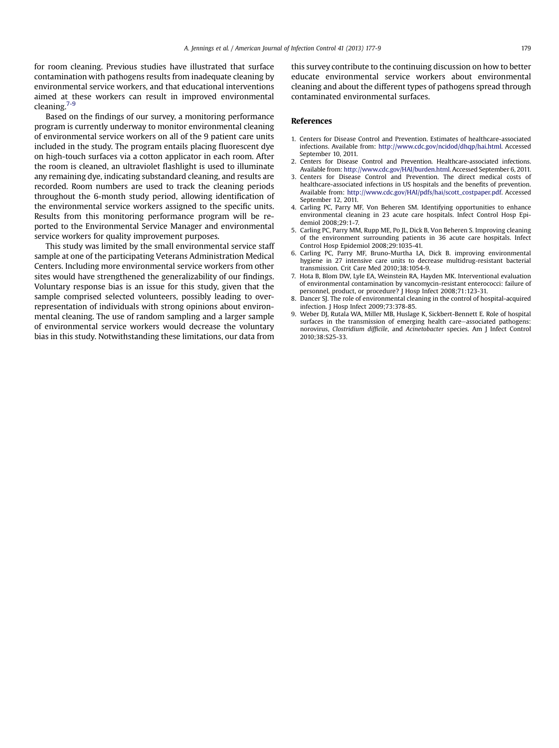for room cleaning. Previous studies have illustrated that surface contamination with pathogens results from inadequate cleaning by environmental service workers, and that educational interventions aimed at these workers can result in improved environmental cleaning.[7-9]

Based on the findings of our survey, a monitoring performance program is currently underway to monitor environmental cleaning of environmental service workers on all of the 9 patient care units included in the study. The program entails placing fluorescent dye on high-touch surfaces via a cotton applicator in each room. After the room is cleaned, an ultraviolet flashlight is used to illuminate any remaining dye, indicating substandard cleaning, and results are recorded. Room numbers are used to track the cleaning periods throughout the 6-month study period, allowing identification of the environmental service workers assigned to the specific units. Results from this monitoring performance program will be reported to the Environmental Service Manager and environmental service workers for quality improvement purposes.

This study was limited by the small environmental service staff sample at one of the participating Veterans Administration Medical Centers. Including more environmental service workers from other sites would have strengthened the generalizability of our findings. Voluntary response bias is an issue for this study, given that the sample comprised selected volunteers, possibly leading to overrepresentation of individuals with strong opinions about environmental cleaning. The use of random sampling and a larger sample of environmental service workers would decrease the voluntary bias in this study. Notwithstanding these limitations, our data from this survey contribute to the continuing discussion on how to better educate environmental service workers about environmental cleaning and about the different types of pathogens spread through contaminated environmental surfaces.

## References

1. Centers for Disease Control and Prevention. Estimates of healthcare-associated infections. Available from: http://www.cdc.gov/ncidod/dhqp/hai.html. Accessed September 10, 2011.
2. Centers for Disease Control and Prevention. Healthcare-associated infections. Available from: http://www.cdc.gov/HAI/burden.html. Accessed September 6, 2011.
3. Centers for Disease Control and Prevention. The direct medical costs of healthcare-associated infections in US hospitals and the benefits of prevention. Available from: http://www.cdc.gov/HAI/pdfs/hai/scott_costpaper.pdf. Accessed September 12, 2011.
4. Carling PC, Parry MF, Von Beheren SM. Identifying opportunities to enhance environmental cleaning in 23 acute care hospitals. Infect Control Hosp Epidemiol 2008;29:1-7.
5. Carling PC, Parry MM, Rupp ME, Po JL, Dick B, Von Beheren S. Improving cleaning of the environment surrounding patients in 36 acute care hospitals. Infect Control Hosp Epidemiol 2008;29:1035-41.
6. Carling PC, Parry MF, Bruno-Murtha LA, Dick B. improving environmental hygiene in 27 intensive care units to decrease multidrug-resistant bacterial transmission. Crit Care Med 2010;38:1054-9.
7. Hota B, Blom DW, Lyle EA, Weinstein RA, Hayden MK. Interventional evaluation of environmental contamination by vancomycin-resistant enterococci: failure of personnel, product, or procedure? J Hosp Infect 2008;71:123-31.
8. Dancer SJ. The role of environmental cleaning in the control of hospital-acquired infection. J Hosp Infect 2009;73:378-85.
9. Weber DJ, Rutala WA, Miller MB, Huslage K, Sickbert-Bennett E. Role of hospital surfaces in the transmission of emerging health care–associated pathogens: norovirus, *Clostridium difficile*, and *Acinetobacter* species. Am J Infect Control 2010;38:S25-33.